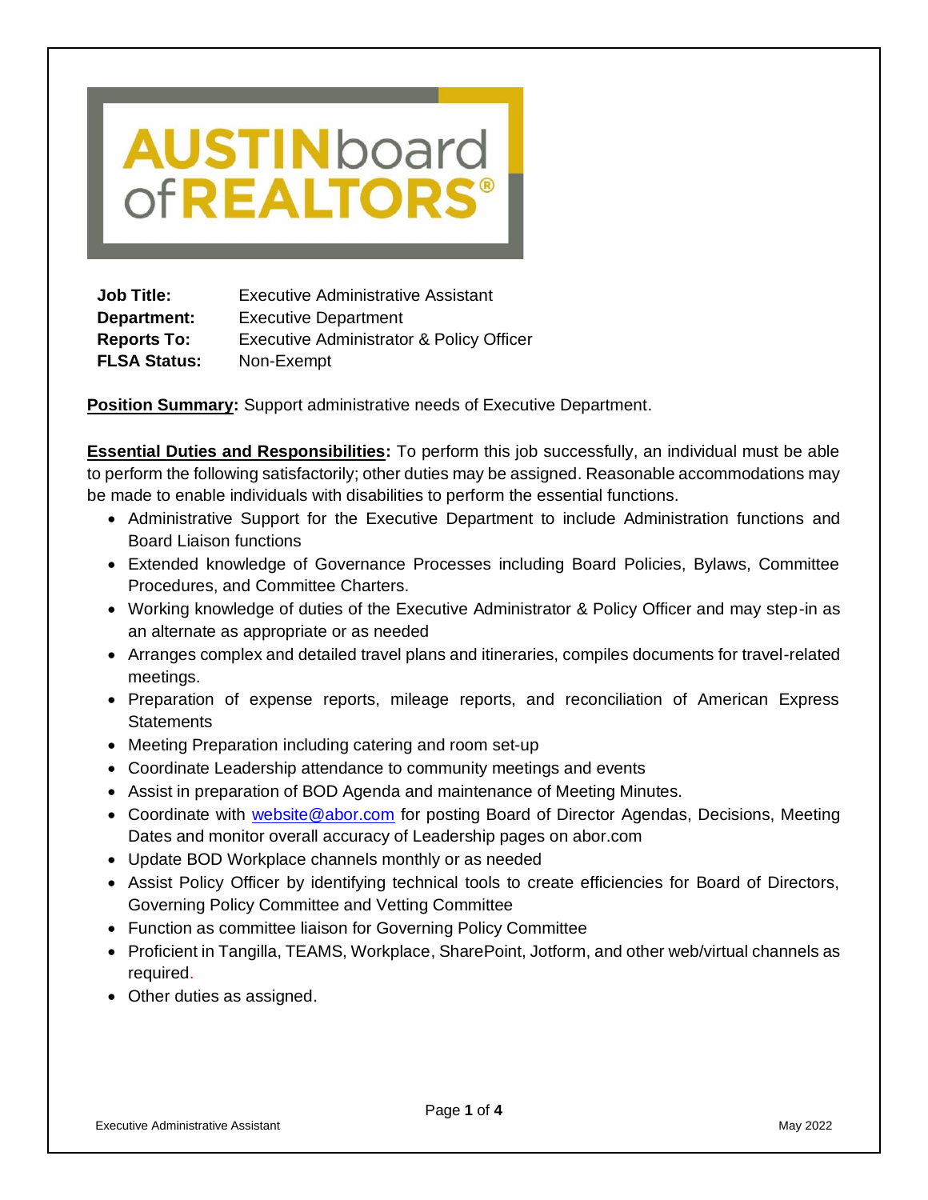AUSTIN board of REALTORS®

**Job Title:** Executive Administrative Assistant
**Department:** Executive Department
**Reports To:** Executive Administrator & Policy Officer
**FLSA Status:** Non-Exempt

**Position Summary:** Support administrative needs of Executive Department.

**Essential Duties and Responsibilities:** To perform this job successfully, an individual must be able to perform the following satisfactorily; other duties may be assigned. Reasonable accommodations may be made to enable individuals with disabilities to perform the essential functions.

- Administrative Support for the Executive Department to include Administration functions and Board Liaison functions
- Extended knowledge of Governance Processes including Board Policies, Bylaws, Committee Procedures, and Committee Charters.
- Working knowledge of duties of the Executive Administrator & Policy Officer and may step-in as an alternate as appropriate or as needed
- Arranges complex and detailed travel plans and itineraries, compiles documents for travel-related meetings.
- Preparation of expense reports, mileage reports, and reconciliation of American Express Statements
- Meeting Preparation including catering and room set-up
- Coordinate Leadership attendance to community meetings and events
- Assist in preparation of BOD Agenda and maintenance of Meeting Minutes.
- Coordinate with website@abor.com for posting Board of Director Agendas, Decisions, Meeting Dates and monitor overall accuracy of Leadership pages on abor.com
- Update BOD Workplace channels monthly or as needed
- Assist Policy Officer by identifying technical tools to create efficiencies for Board of Directors, Governing Policy Committee and Vetting Committee
- Function as committee liaison for Governing Policy Committee
- Proficient in Tangilla, TEAMS, Workplace, SharePoint, Jotform, and other web/virtual channels as required.
- Other duties as assigned.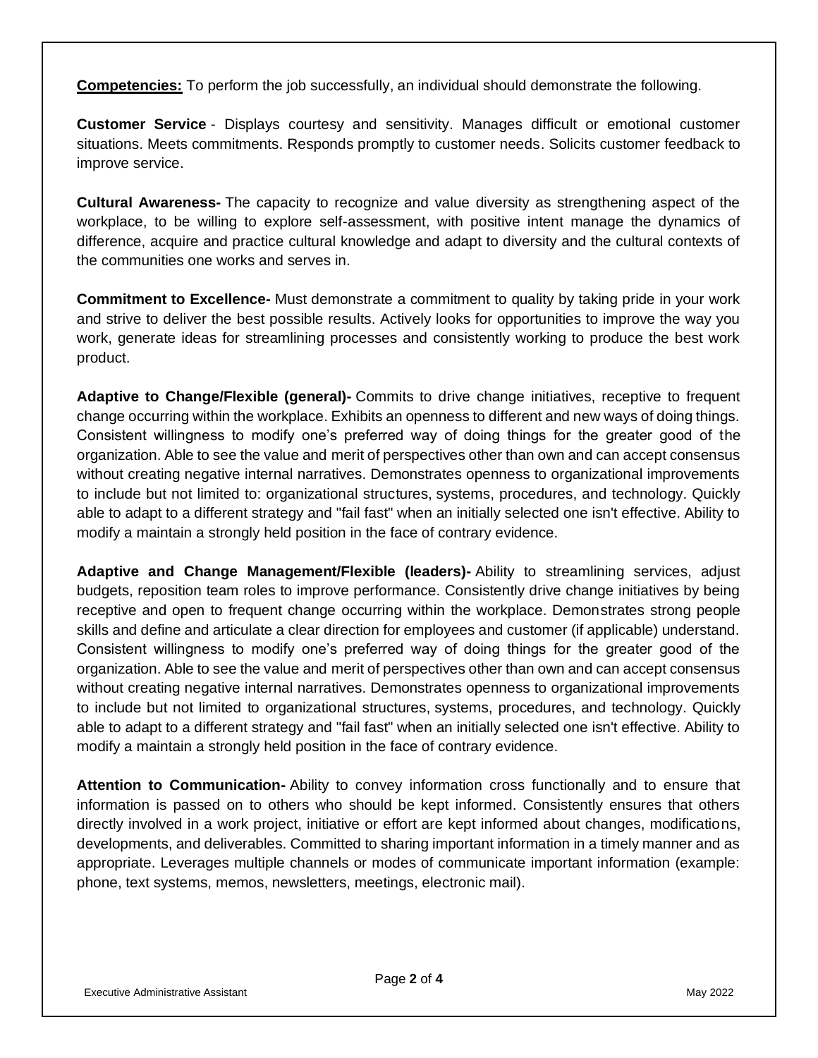**Competencies:** To perform the job successfully, an individual should demonstrate the following.

**Customer Service** - Displays courtesy and sensitivity. Manages difficult or emotional customer situations. Meets commitments. Responds promptly to customer needs. Solicits customer feedback to improve service.

**Cultural Awareness-** The capacity to recognize and value diversity as strengthening aspect of the workplace, to be willing to explore self-assessment, with positive intent manage the dynamics of difference, acquire and practice cultural knowledge and adapt to diversity and the cultural contexts of the communities one works and serves in.

**Commitment to Excellence-** Must demonstrate a commitment to quality by taking pride in your work and strive to deliver the best possible results. Actively looks for opportunities to improve the way you work, generate ideas for streamlining processes and consistently working to produce the best work product.

**Adaptive to Change/Flexible (general)-** Commits to drive change initiatives, receptive to frequent change occurring within the workplace. Exhibits an openness to different and new ways of doing things. Consistent willingness to modify one's preferred way of doing things for the greater good of the organization. Able to see the value and merit of perspectives other than own and can accept consensus without creating negative internal narratives. Demonstrates openness to organizational improvements to include but not limited to: organizational structures, systems, procedures, and technology. Quickly able to adapt to a different strategy and "fail fast" when an initially selected one isn't effective. Ability to modify a maintain a strongly held position in the face of contrary evidence.

**Adaptive and Change Management/Flexible (leaders)-** Ability to streamlining services, adjust budgets, reposition team roles to improve performance. Consistently drive change initiatives by being receptive and open to frequent change occurring within the workplace. Demonstrates strong people skills and define and articulate a clear direction for employees and customer (if applicable) understand. Consistent willingness to modify one's preferred way of doing things for the greater good of the organization. Able to see the value and merit of perspectives other than own and can accept consensus without creating negative internal narratives. Demonstrates openness to organizational improvements to include but not limited to organizational structures, systems, procedures, and technology. Quickly able to adapt to a different strategy and "fail fast" when an initially selected one isn't effective. Ability to modify a maintain a strongly held position in the face of contrary evidence.

**Attention to Communication-** Ability to convey information cross functionally and to ensure that information is passed on to others who should be kept informed. Consistently ensures that others directly involved in a work project, initiative or effort are kept informed about changes, modifications, developments, and deliverables. Committed to sharing important information in a timely manner and as appropriate. Leverages multiple channels or modes of communicate important information (example: phone, text systems, memos, newsletters, meetings, electronic mail).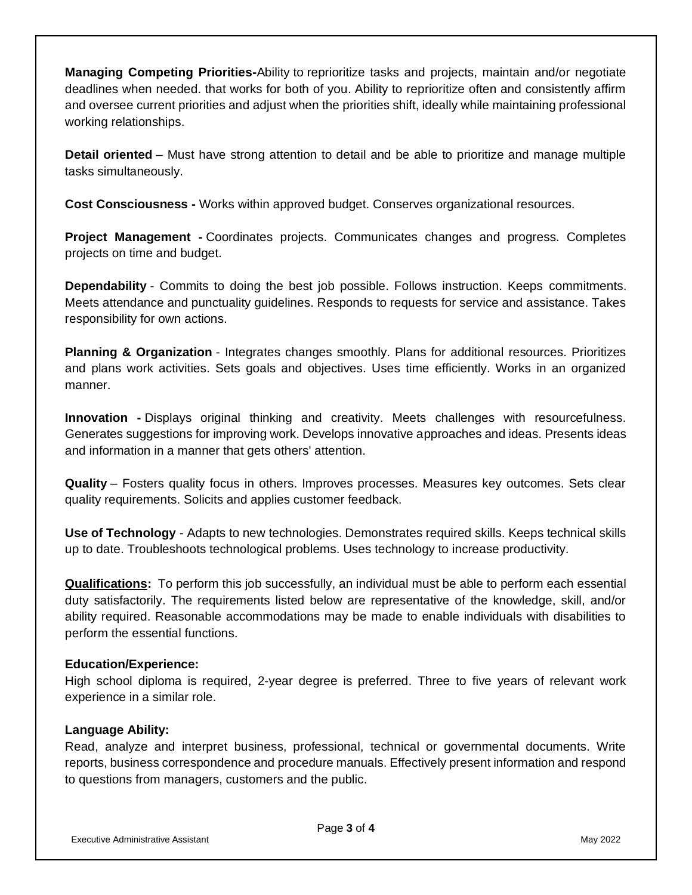**Managing Competing Priorities-**Ability to reprioritize tasks and projects, maintain and/or negotiate deadlines when needed. that works for both of you. Ability to reprioritize often and consistently affirm and oversee current priorities and adjust when the priorities shift, ideally while maintaining professional working relationships.

**Detail oriented** – Must have strong attention to detail and be able to prioritize and manage multiple tasks simultaneously.

**Cost Consciousness -** Works within approved budget. Conserves organizational resources.

**Project Management -** Coordinates projects. Communicates changes and progress. Completes projects on time and budget.

**Dependability** - Commits to doing the best job possible. Follows instruction. Keeps commitments. Meets attendance and punctuality guidelines. Responds to requests for service and assistance. Takes responsibility for own actions.

**Planning & Organization** - Integrates changes smoothly. Plans for additional resources. Prioritizes and plans work activities. Sets goals and objectives. Uses time efficiently. Works in an organized manner.

**Innovation -** Displays original thinking and creativity. Meets challenges with resourcefulness. Generates suggestions for improving work. Develops innovative approaches and ideas. Presents ideas and information in a manner that gets others' attention.

**Quality** – Fosters quality focus in others. Improves processes. Measures key outcomes. Sets clear quality requirements. Solicits and applies customer feedback.

**Use of Technology** - Adapts to new technologies. Demonstrates required skills. Keeps technical skills up to date. Troubleshoots technological problems. Uses technology to increase productivity.

**Qualifications:** To perform this job successfully, an individual must be able to perform each essential duty satisfactorily. The requirements listed below are representative of the knowledge, skill, and/or ability required. Reasonable accommodations may be made to enable individuals with disabilities to perform the essential functions.

**Education/Experience:**
High school diploma is required, 2-year degree is preferred. Three to five years of relevant work experience in a similar role.

**Language Ability:**
Read, analyze and interpret business, professional, technical or governmental documents. Write reports, business correspondence and procedure manuals. Effectively present information and respond to questions from managers, customers and the public.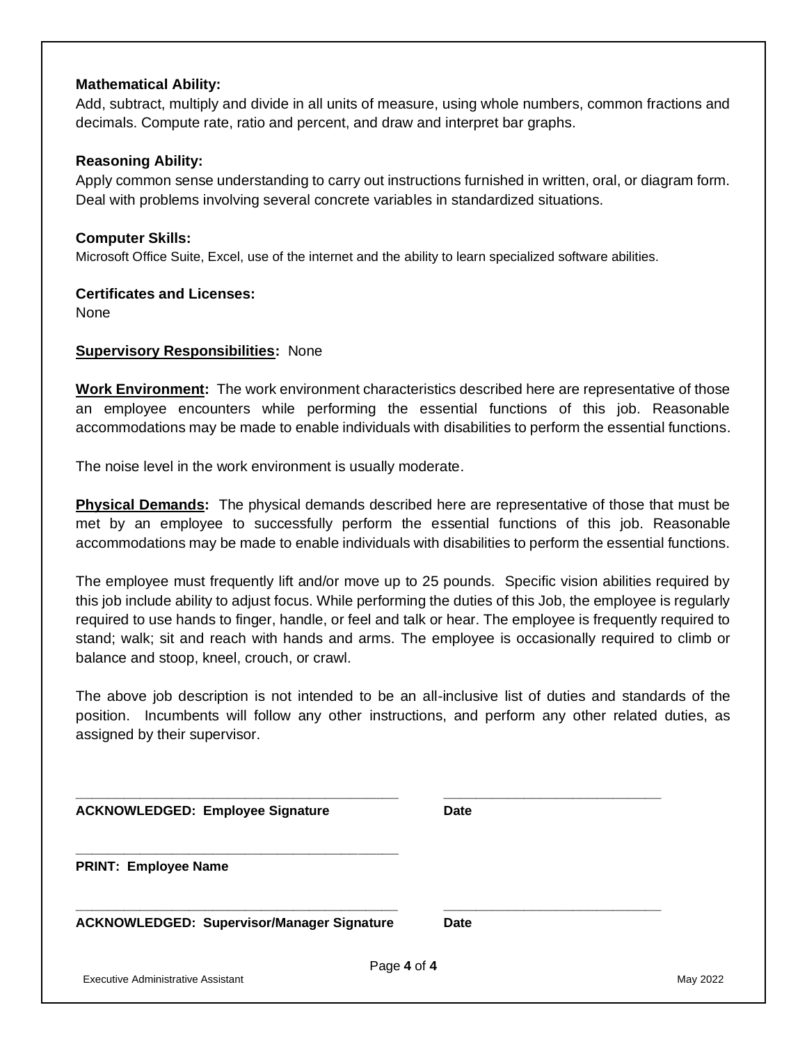**Mathematical Ability:**
Add, subtract, multiply and divide in all units of measure, using whole numbers, common fractions and decimals. Compute rate, ratio and percent, and draw and interpret bar graphs.

**Reasoning Ability:**
Apply common sense understanding to carry out instructions furnished in written, oral, or diagram form. Deal with problems involving several concrete variables in standardized situations.

**Computer Skills:**
Microsoft Office Suite, Excel, use of the internet and the ability to learn specialized software abilities.

**Certificates and Licenses:**
None

**Supervisory Responsibilities:** None

**Work Environment:** The work environment characteristics described here are representative of those an employee encounters while performing the essential functions of this job. Reasonable accommodations may be made to enable individuals with disabilities to perform the essential functions.

The noise level in the work environment is usually moderate.

**Physical Demands:** The physical demands described here are representative of those that must be met by an employee to successfully perform the essential functions of this job. Reasonable accommodations may be made to enable individuals with disabilities to perform the essential functions.

The employee must frequently lift and/or move up to 25 pounds. Specific vision abilities required by this job include ability to adjust focus. While performing the duties of this Job, the employee is regularly required to use hands to finger, handle, or feel and talk or hear. The employee is frequently required to stand; walk; sit and reach with hands and arms. The employee is occasionally required to climb or balance and stoop, kneel, crouch, or crawl.

The above job description is not intended to be an all-inclusive list of duties and standards of the position. Incumbents will follow any other instructions, and perform any other related duties, as assigned by their supervisor.

\_\_\_\_\_\_\_\_\_\_\_\_\_\_\_\_\_\_\_\_\_\_\_\_\_\_\_\_\_\_\_\_\_\_\_\_\_\_\_\_ \_\_\_\_\_\_\_\_\_\_\_\_\_\_\_\_\_\_\_\_\_\_\_\_\_\_\_\_
**ACKNOWLEDGED: Employee Signature** **Date**

\_\_\_\_\_\_\_\_\_\_\_\_\_\_\_\_\_\_\_\_\_\_\_\_\_\_\_\_\_\_\_\_\_\_\_\_\_\_\_\_
**PRINT: Employee Name**

\_\_\_\_\_\_\_\_\_\_\_\_\_\_\_\_\_\_\_\_\_\_\_\_\_\_\_\_\_\_\_\_\_\_\_\_\_\_\_\_ \_\_\_\_\_\_\_\_\_\_\_\_\_\_\_\_\_\_\_\_\_\_\_\_\_\_\_\_
**ACKNOWLEDGED: Supervisor/Manager Signature** **Date**